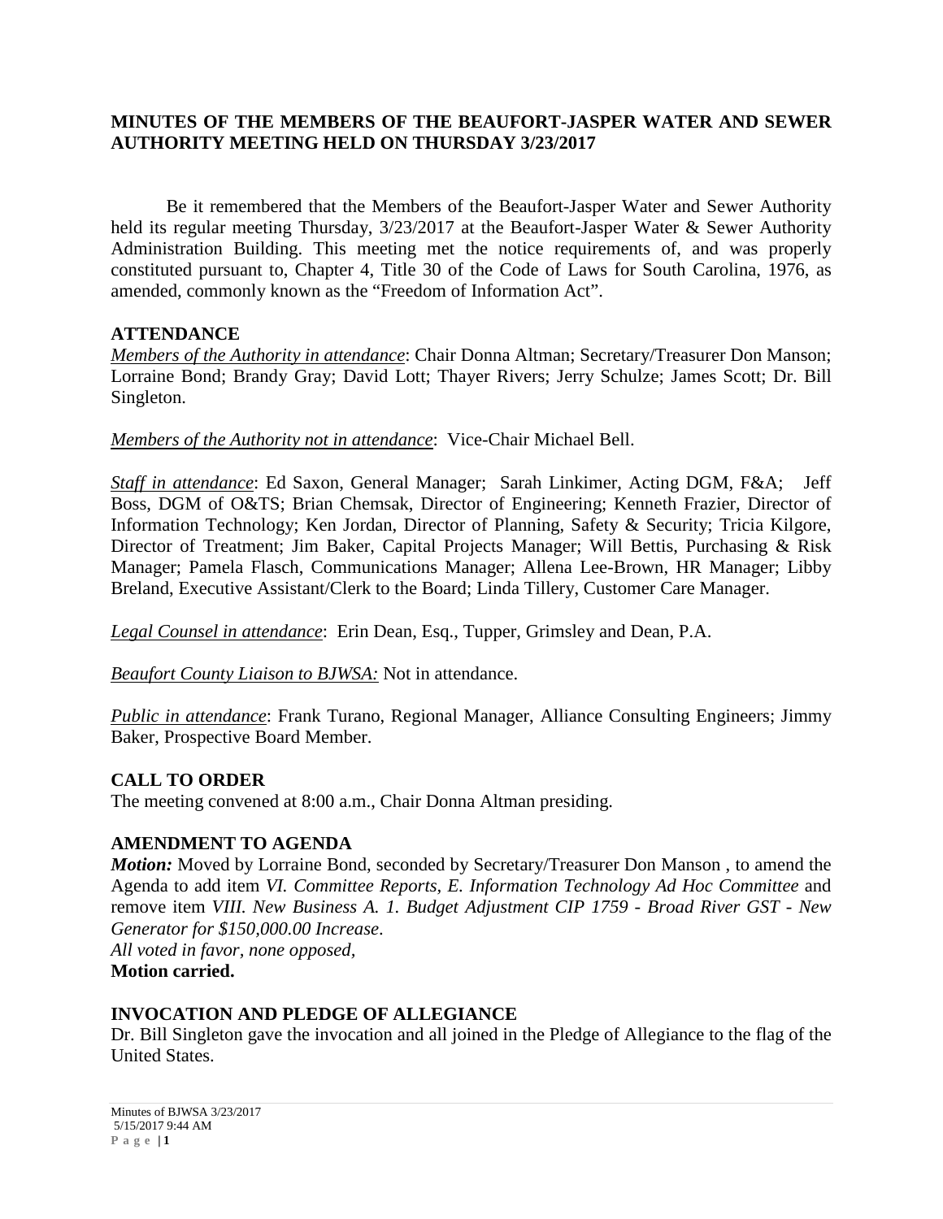# MINUTES OF THE MEMBERS OF THE BEAUFORT-JASPER WATER AND SEWER AUTHORITY MEETING HELD ON THURSDAY 3/23/2017

Be it remembered that the Members of the Beaufort-Jasper Water and Sewer Authority held its regular meeting Thursday, 3/23/2017 at the Beaufort-Jasper Water & Sewer Authority Administration Building. This meeting met the notice requirements of, and was properly constituted pursuant to, Chapter 4, Title 30 of the Code of Laws for South Carolina, 1976, as amended, commonly known as the "Freedom of Information Act".

## ATTENDANCE

*Members of the Authority in attendance*: Chair Donna Altman; Secretary/Treasurer Don Manson; Lorraine Bond; Brandy Gray; David Lott; Thayer Rivers; Jerry Schulze; James Scott; Dr. Bill Singleton.

*Members of the Authority not in attendance*: Vice-Chair Michael Bell.

*Staff in attendance*: Ed Saxon, General Manager; Sarah Linkimer, Acting DGM, F&A; Jeff Boss, DGM of O&TS; Brian Chemsak, Director of Engineering; Kenneth Frazier, Director of Information Technology; Ken Jordan, Director of Planning, Safety & Security; Tricia Kilgore, Director of Treatment; Jim Baker, Capital Projects Manager; Will Bettis, Purchasing & Risk Manager; Pamela Flasch, Communications Manager; Allena Lee-Brown, HR Manager; Libby Breland, Executive Assistant/Clerk to the Board; Linda Tillery, Customer Care Manager.

*Legal Counsel in attendance*: Erin Dean, Esq., Tupper, Grimsley and Dean, P.A.

*Beaufort County Liaison to BJWSA:* Not in attendance.

*Public in attendance*: Frank Turano, Regional Manager, Alliance Consulting Engineers; Jimmy Baker, Prospective Board Member.

## CALL TO ORDER

The meeting convened at 8:00 a.m., Chair Donna Altman presiding.

## AMENDMENT TO AGENDA

***Motion:*** Moved by Lorraine Bond, seconded by Secretary/Treasurer Don Manson , to amend the Agenda to add item *VI. Committee Reports, E. Information Technology Ad Hoc Committee* and remove item *VIII. New Business A. 1. Budget Adjustment CIP 1759 - Broad River GST - New Generator for $150,000.00 Increase*.
*All voted in favor, none opposed,*
**Motion carried.**

## INVOCATION AND PLEDGE OF ALLEGIANCE

Dr. Bill Singleton gave the invocation and all joined in the Pledge of Allegiance to the flag of the United States.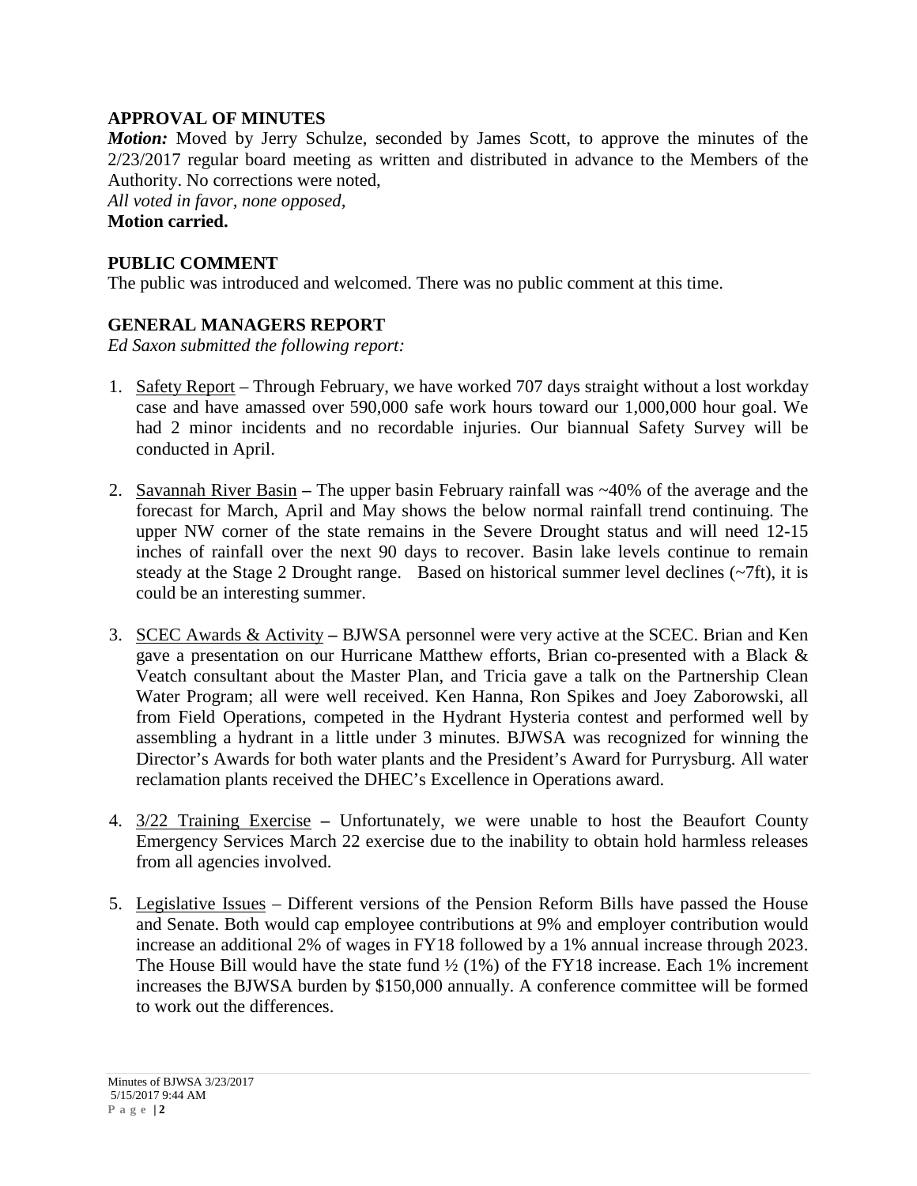## APPROVAL OF MINUTES

***Motion:*** Moved by Jerry Schulze, seconded by James Scott, to approve the minutes of the 2/23/2017 regular board meeting as written and distributed in advance to the Members of the Authority. No corrections were noted,

*All voted in favor, none opposed,*

**Motion carried.**

## PUBLIC COMMENT

The public was introduced and welcomed. There was no public comment at this time.

## GENERAL MANAGERS REPORT

*Ed Saxon submitted the following report:*

1. Safety Report – Through February, we have worked 707 days straight without a lost workday case and have amassed over 590,000 safe work hours toward our 1,000,000 hour goal. We had 2 minor incidents and no recordable injuries. Our biannual Safety Survey will be conducted in April.

2. Savannah River Basin **–** The upper basin February rainfall was ~40% of the average and the forecast for March, April and May shows the below normal rainfall trend continuing. The upper NW corner of the state remains in the Severe Drought status and will need 12-15 inches of rainfall over the next 90 days to recover. Basin lake levels continue to remain steady at the Stage 2 Drought range. Based on historical summer level declines (~7ft), it is could be an interesting summer.

3. SCEC Awards & Activity **–** BJWSA personnel were very active at the SCEC. Brian and Ken gave a presentation on our Hurricane Matthew efforts, Brian co-presented with a Black & Veatch consultant about the Master Plan, and Tricia gave a talk on the Partnership Clean Water Program; all were well received. Ken Hanna, Ron Spikes and Joey Zaborowski, all from Field Operations, competed in the Hydrant Hysteria contest and performed well by assembling a hydrant in a little under 3 minutes. BJWSA was recognized for winning the Director's Awards for both water plants and the President's Award for Purrysburg. All water reclamation plants received the DHEC's Excellence in Operations award.

4. 3/22 Training Exercise **–** Unfortunately, we were unable to host the Beaufort County Emergency Services March 22 exercise due to the inability to obtain hold harmless releases from all agencies involved.

5. Legislative Issues – Different versions of the Pension Reform Bills have passed the House and Senate. Both would cap employee contributions at 9% and employer contribution would increase an additional 2% of wages in FY18 followed by a 1% annual increase through 2023. The House Bill would have the state fund ½ (1%) of the FY18 increase. Each 1% increment increases the BJWSA burden by $150,000 annually. A conference committee will be formed to work out the differences.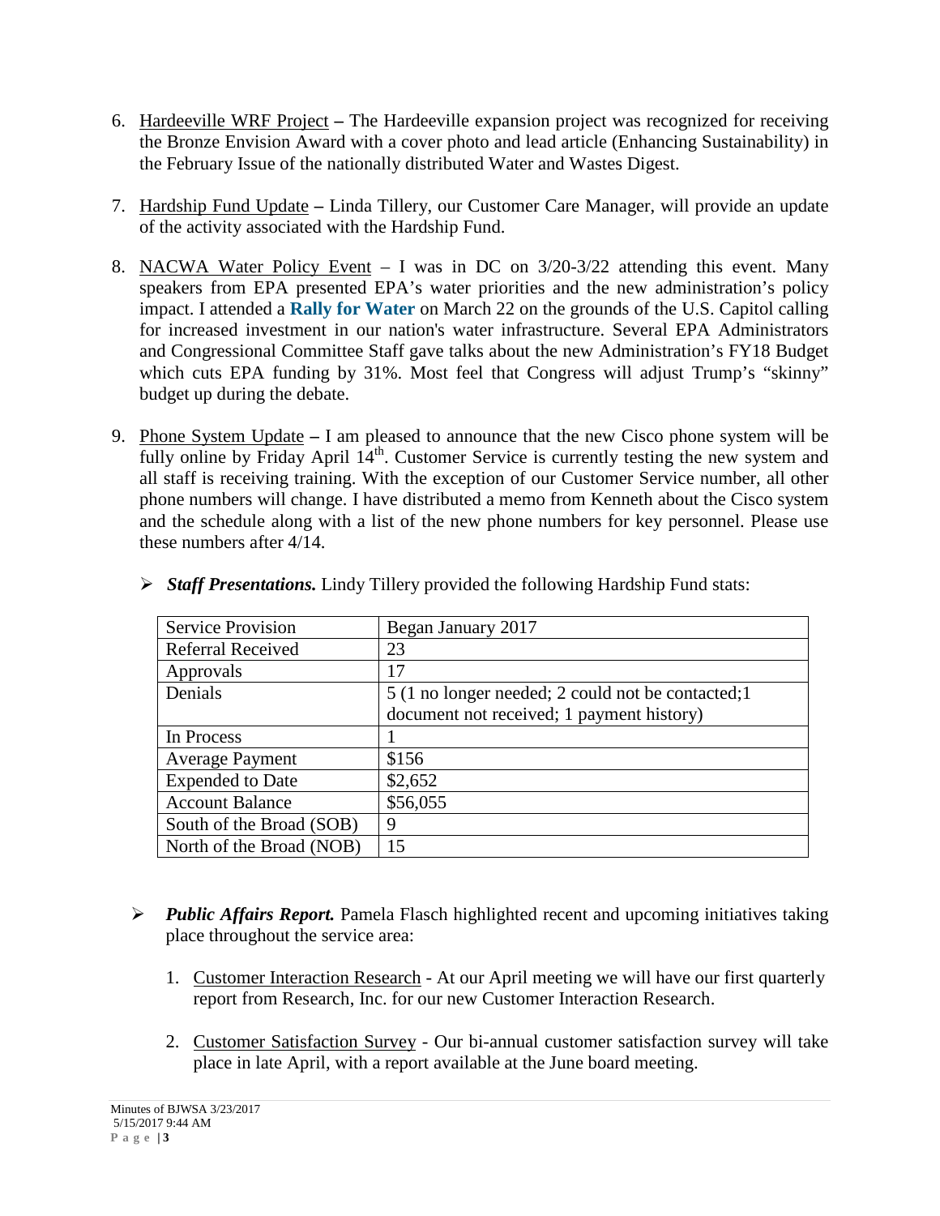6. Hardeeville WRF Project – The Hardeeville expansion project was recognized for receiving the Bronze Envision Award with a cover photo and lead article (Enhancing Sustainability) in the February Issue of the nationally distributed Water and Wastes Digest.

7. Hardship Fund Update – Linda Tillery, our Customer Care Manager, will provide an update of the activity associated with the Hardship Fund.

8. NACWA Water Policy Event – I was in DC on 3/20-3/22 attending this event. Many speakers from EPA presented EPA's water priorities and the new administration's policy impact. I attended a **Rally for Water** on March 22 on the grounds of the U.S. Capitol calling for increased investment in our nation's water infrastructure. Several EPA Administrators and Congressional Committee Staff gave talks about the new Administration's FY18 Budget which cuts EPA funding by 31%. Most feel that Congress will adjust Trump's "skinny" budget up during the debate.

9. Phone System Update – I am pleased to announce that the new Cisco phone system will be fully online by Friday April 14th. Customer Service is currently testing the new system and all staff is receiving training. With the exception of our Customer Service number, all other phone numbers will change. I have distributed a memo from Kenneth about the Cisco system and the schedule along with a list of the new phone numbers for key personnel. Please use these numbers after 4/14.

- ***Staff Presentations.*** Lindy Tillery provided the following Hardship Fund stats:

| Service Provision | Began January 2017 |
|---|---|
| Referral Received | 23 |
| Approvals | 17 |
| Denials | 5 (1 no longer needed; 2 could not be contacted;1 document not received; 1 payment history) |
| In Process | 1 |
| Average Payment | $156 |
| Expended to Date | $2,652 |
| Account Balance | $56,055 |
| South of the Broad (SOB) | 9 |
| North of the Broad (NOB) | 15 |

- ***Public Affairs Report.*** Pamela Flasch highlighted recent and upcoming initiatives taking place throughout the service area:

  1. Customer Interaction Research - At our April meeting we will have our first quarterly report from Research, Inc. for our new Customer Interaction Research.

  2. Customer Satisfaction Survey - Our bi-annual customer satisfaction survey will take place in late April, with a report available at the June board meeting.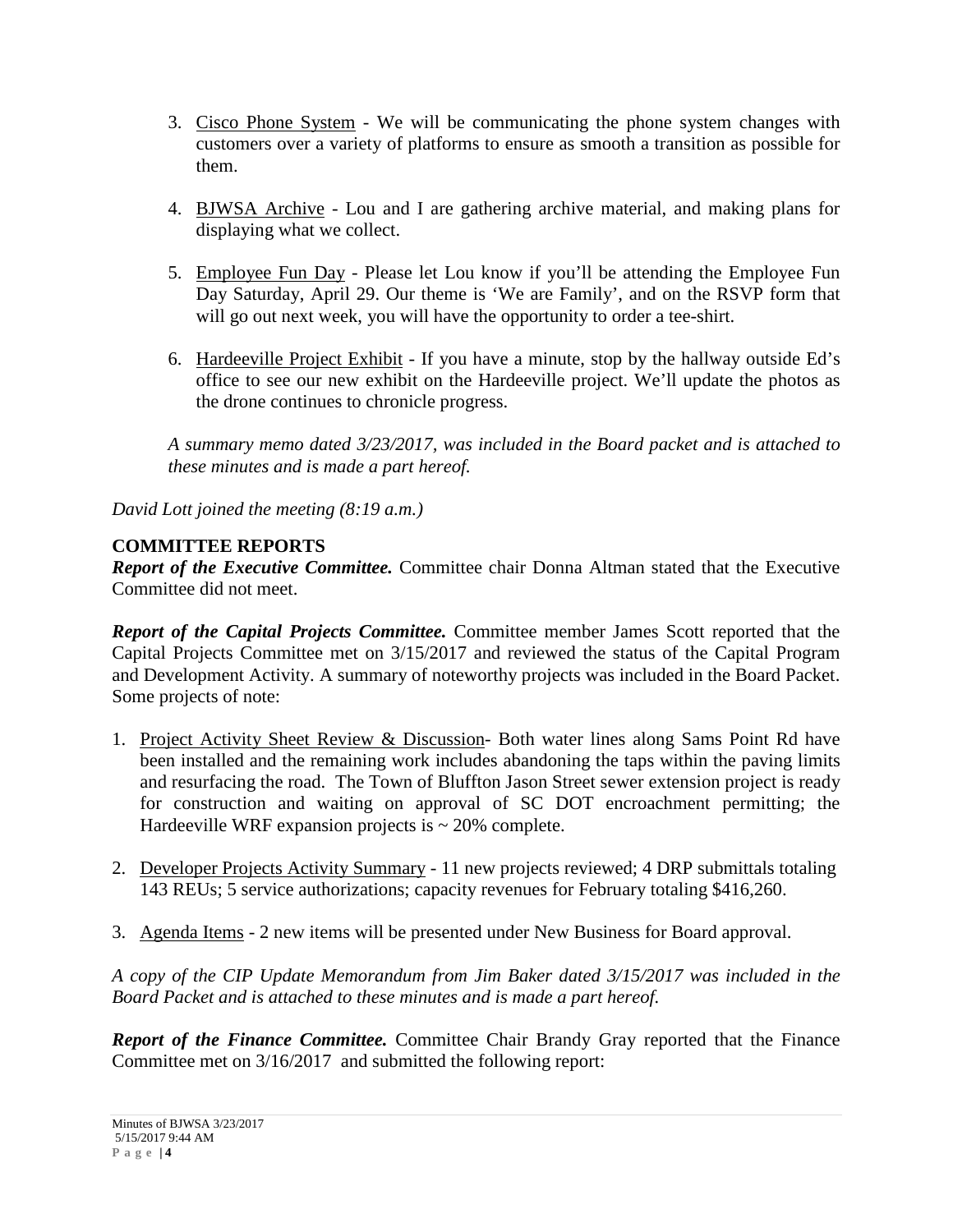3. Cisco Phone System - We will be communicating the phone system changes with customers over a variety of platforms to ensure as smooth a transition as possible for them.

4. BJWSA Archive - Lou and I are gathering archive material, and making plans for displaying what we collect.

5. Employee Fun Day - Please let Lou know if you'll be attending the Employee Fun Day Saturday, April 29. Our theme is 'We are Family', and on the RSVP form that will go out next week, you will have the opportunity to order a tee-shirt.

6. Hardeeville Project Exhibit - If you have a minute, stop by the hallway outside Ed's office to see our new exhibit on the Hardeeville project. We'll update the photos as the drone continues to chronicle progress.

*A summary memo dated 3/23/2017, was included in the Board packet and is attached to these minutes and is made a part hereof.*

*David Lott joined the meeting (8:19 a.m.)*

**COMMITTEE REPORTS**

***Report of the Executive Committee.*** Committee chair Donna Altman stated that the Executive Committee did not meet.

***Report of the Capital Projects Committee.*** Committee member James Scott reported that the Capital Projects Committee met on 3/15/2017 and reviewed the status of the Capital Program and Development Activity. A summary of noteworthy projects was included in the Board Packet. Some projects of note:

1. Project Activity Sheet Review & Discussion- Both water lines along Sams Point Rd have been installed and the remaining work includes abandoning the taps within the paving limits and resurfacing the road. The Town of Bluffton Jason Street sewer extension project is ready for construction and waiting on approval of SC DOT encroachment permitting; the Hardeeville WRF expansion projects is ~ 20% complete.

2. Developer Projects Activity Summary - 11 new projects reviewed; 4 DRP submittals totaling 143 REUs; 5 service authorizations; capacity revenues for February totaling $416,260.

3. Agenda Items - 2 new items will be presented under New Business for Board approval.

*A copy of the CIP Update Memorandum from Jim Baker dated 3/15/2017 was included in the Board Packet and is attached to these minutes and is made a part hereof.*

***Report of the Finance Committee.*** Committee Chair Brandy Gray reported that the Finance Committee met on 3/16/2017 and submitted the following report: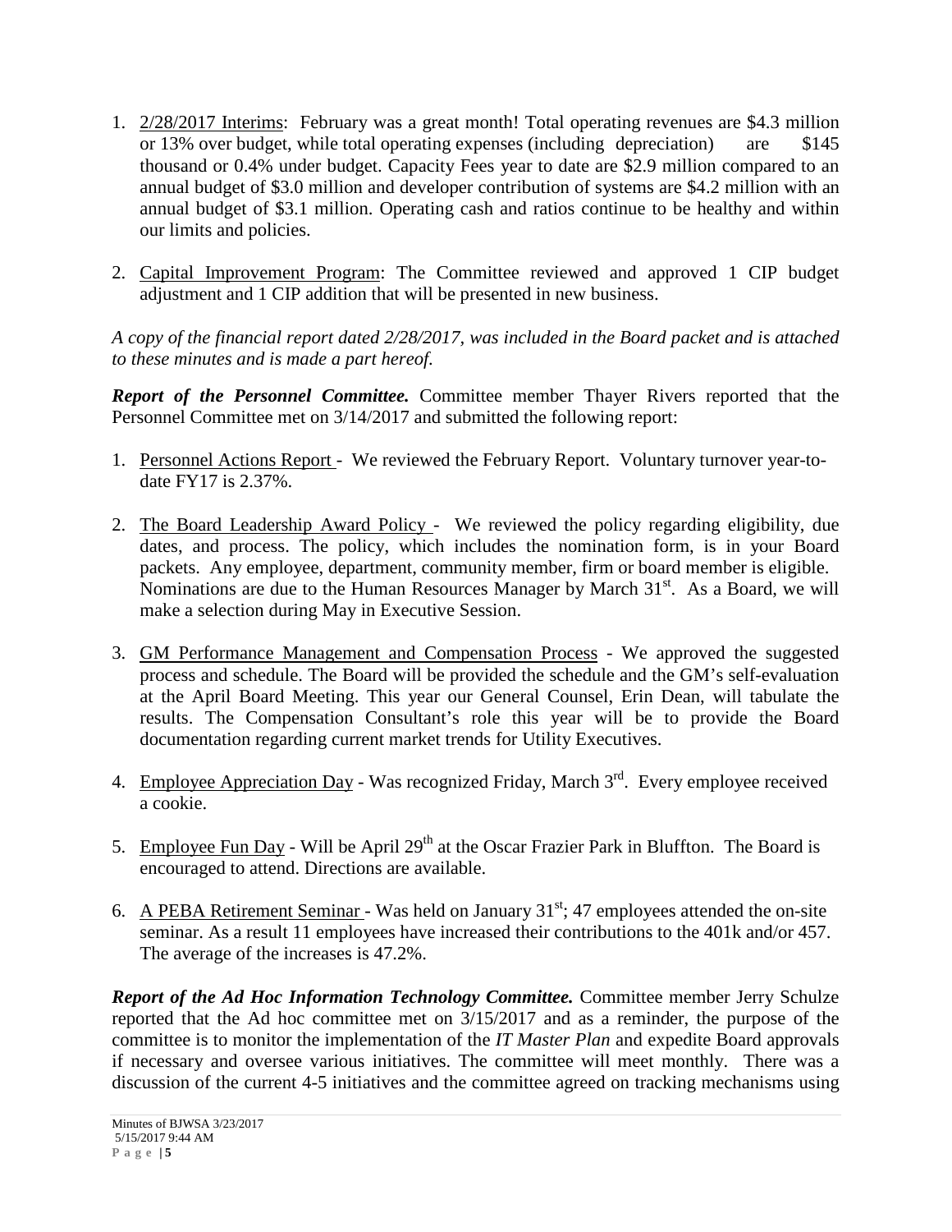1. 2/28/2017 Interims: February was a great month! Total operating revenues are \$4.3 million or 13% over budget, while total operating expenses (including depreciation) are \$145 thousand or 0.4% under budget. Capacity Fees year to date are \$2.9 million compared to an annual budget of \$3.0 million and developer contribution of systems are \$4.2 million with an annual budget of \$3.1 million. Operating cash and ratios continue to be healthy and within our limits and policies.

2. Capital Improvement Program: The Committee reviewed and approved 1 CIP budget adjustment and 1 CIP addition that will be presented in new business.

*A copy of the financial report dated 2/28/2017, was included in the Board packet and is attached to these minutes and is made a part hereof.*

***Report of the Personnel Committee.*** Committee member Thayer Rivers reported that the Personnel Committee met on 3/14/2017 and submitted the following report:

1. Personnel Actions Report - We reviewed the February Report. Voluntary turnover year-to-date FY17 is 2.37%.

2. The Board Leadership Award Policy - We reviewed the policy regarding eligibility, due dates, and process. The policy, which includes the nomination form, is in your Board packets. Any employee, department, community member, firm or board member is eligible. Nominations are due to the Human Resources Manager by March 31st. As a Board, we will make a selection during May in Executive Session.

3. GM Performance Management and Compensation Process - We approved the suggested process and schedule. The Board will be provided the schedule and the GM's self-evaluation at the April Board Meeting. This year our General Counsel, Erin Dean, will tabulate the results. The Compensation Consultant's role this year will be to provide the Board documentation regarding current market trends for Utility Executives.

4. Employee Appreciation Day - Was recognized Friday, March 3rd. Every employee received a cookie.

5. Employee Fun Day - Will be April 29th at the Oscar Frazier Park in Bluffton. The Board is encouraged to attend. Directions are available.

6. A PEBA Retirement Seminar - Was held on January 31st; 47 employees attended the on-site seminar. As a result 11 employees have increased their contributions to the 401k and/or 457. The average of the increases is 47.2%.

***Report of the Ad Hoc Information Technology Committee.*** Committee member Jerry Schulze reported that the Ad hoc committee met on 3/15/2017 and as a reminder, the purpose of the committee is to monitor the implementation of the *IT Master Plan* and expedite Board approvals if necessary and oversee various initiatives. The committee will meet monthly. There was a discussion of the current 4-5 initiatives and the committee agreed on tracking mechanisms using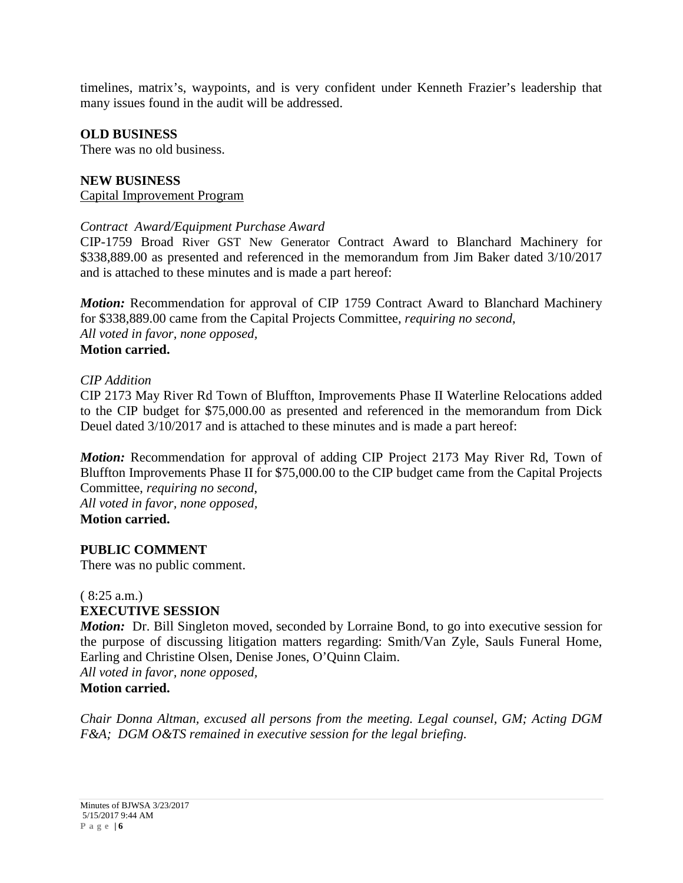timelines, matrix's, waypoints, and is very confident under Kenneth Frazier's leadership that many issues found in the audit will be addressed.

## OLD BUSINESS

There was no old business.

## NEW BUSINESS

Capital Improvement Program

*Contract Award/Equipment Purchase Award*

CIP-1759 Broad River GST New Generator Contract Award to Blanchard Machinery for $338,889.00 as presented and referenced in the memorandum from Jim Baker dated 3/10/2017 and is attached to these minutes and is made a part hereof:

***Motion:*** Recommendation for approval of CIP 1759 Contract Award to Blanchard Machinery for $338,889.00 came from the Capital Projects Committee, *requiring no second*,
*All voted in favor, none opposed,*
**Motion carried.**

*CIP Addition*

CIP 2173 May River Rd Town of Bluffton, Improvements Phase II Waterline Relocations added to the CIP budget for $75,000.00 as presented and referenced in the memorandum from Dick Deuel dated 3/10/2017 and is attached to these minutes and is made a part hereof:

***Motion:*** Recommendation for approval of adding CIP Project 2173 May River Rd, Town of Bluffton Improvements Phase II for $75,000.00 to the CIP budget came from the Capital Projects Committee, *requiring no second*,
*All voted in favor, none opposed,*
**Motion carried.**

## PUBLIC COMMENT

There was no public comment.

( 8:25 a.m.)

## EXECUTIVE SESSION

***Motion:*** Dr. Bill Singleton moved, seconded by Lorraine Bond, to go into executive session for the purpose of discussing litigation matters regarding: Smith/Van Zyle, Sauls Funeral Home, Earling and Christine Olsen, Denise Jones, O'Quinn Claim.
*All voted in favor, none opposed,*
**Motion carried.**

*Chair Donna Altman, excused all persons from the meeting. Legal counsel, GM; Acting DGM F&A; DGM O&TS remained in executive session for the legal briefing.*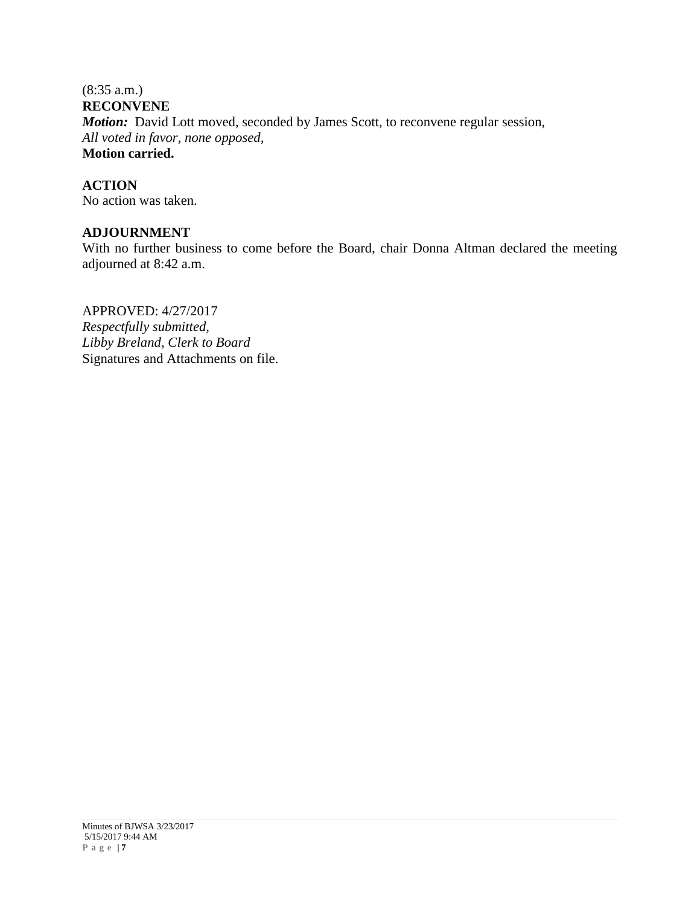(8:35 a.m.)
**RECONVENE**
***Motion:*** David Lott moved, seconded by James Scott, to reconvene regular session,
*All voted in favor, none opposed,*
**Motion carried.**

**ACTION**
No action was taken.

**ADJOURNMENT**
With no further business to come before the Board, chair Donna Altman declared the meeting adjourned at 8:42 a.m.

APPROVED: 4/27/2017
*Respectfully submitted,*
*Libby Breland, Clerk to Board*
Signatures and Attachments on file.